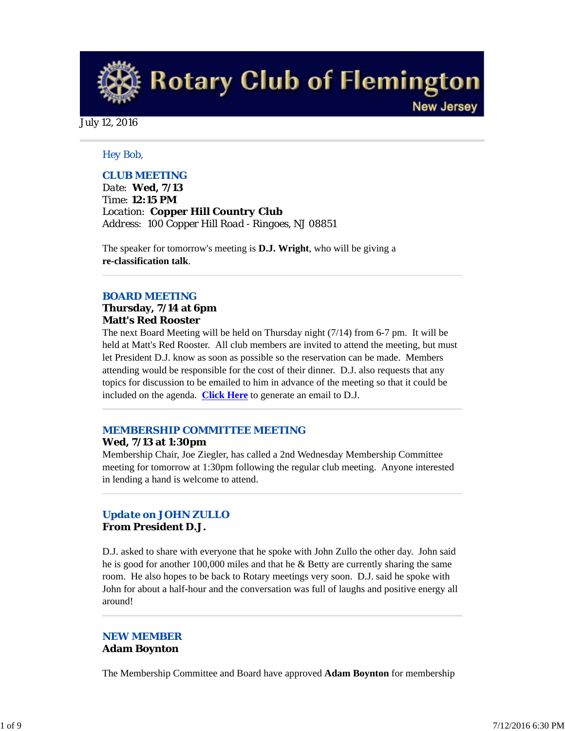# Rotary Club of Flemington

New Jersey

July 12, 2016

Hey Bob,

## CLUB MEETING

Date: **Wed, 7/13**
Time: **12:15 PM**
Location: **Copper Hill Country Club**
Address: 100 Copper Hill Road - Ringoes, NJ 08851

The speaker for tomorrow's meeting is **D.J. Wright**, who will be giving a **re-classification talk**.

## BOARD MEETING

**Thursday, 7/14 at 6pm**
**Matt's Red Rooster**

The next Board Meeting will be held on Thursday night (7/14) from 6-7 pm. It will be held at Matt's Red Rooster. All club members are invited to attend the meeting, but must let President D.J. know as soon as possible so the reservation can be made. Members attending would be responsible for the cost of their dinner. D.J. also requests that any topics for discussion to be emailed to him in advance of the meeting so that it could be included on the agenda. **Click Here** to generate an email to D.J.

## MEMBERSHIP COMMITTEE MEETING

**Wed, 7/13 at 1:30pm**

Membership Chair, Joe Ziegler, has called a 2nd Wednesday Membership Committee meeting for tomorrow at 1:30pm following the regular club meeting. Anyone interested in lending a hand is welcome to attend.

## Update on JOHN ZULLO

**From President D.J.**

D.J. asked to share with everyone that he spoke with John Zullo the other day. John said he is good for another 100,000 miles and that he & Betty are currently sharing the same room. He also hopes to be back to Rotary meetings very soon. D.J. said he spoke with John for about a half-hour and the conversation was full of laughs and positive energy all around!

## NEW MEMBER

**Adam Boynton**

The Membership Committee and Board have approved **Adam Boynton** for membership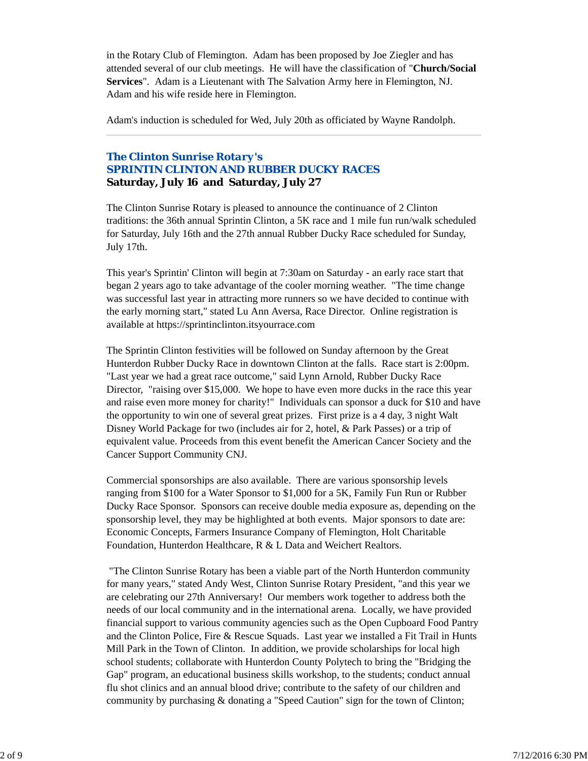in the Rotary Club of Flemington. Adam has been proposed by Joe Ziegler and has attended several of our club meetings. He will have the classification of "**Church/Social Services**". Adam is a Lieutenant with The Salvation Army here in Flemington, NJ. Adam and his wife reside here in Flemington.

Adam's induction is scheduled for Wed, July 20th as officiated by Wayne Randolph.

---

## *The Clinton Sunrise Rotary's*
## *SPRINTIN CLINTON AND RUBBER DUCKY RACES*
**Saturday, July 16 and Saturday, July 27**

The Clinton Sunrise Rotary is pleased to announce the continuance of 2 Clinton traditions: the 36th annual Sprintin Clinton, a 5K race and 1 mile fun run/walk scheduled for Saturday, July 16th and the 27th annual Rubber Ducky Race scheduled for Sunday, July 17th.

This year's Sprintin' Clinton will begin at 7:30am on Saturday - an early race start that began 2 years ago to take advantage of the cooler morning weather. "The time change was successful last year in attracting more runners so we have decided to continue with the early morning start," stated Lu Ann Aversa, Race Director. Online registration is available at https://sprintinclinton.itsyourrace.com

The Sprintin Clinton festivities will be followed on Sunday afternoon by the Great Hunterdon Rubber Ducky Race in downtown Clinton at the falls. Race start is 2:00pm. "Last year we had a great race outcome," said Lynn Arnold, Rubber Ducky Race Director, "raising over $15,000. We hope to have even more ducks in the race this year and raise even more money for charity!" Individuals can sponsor a duck for $10 and have the opportunity to win one of several great prizes. First prize is a 4 day, 3 night Walt Disney World Package for two (includes air for 2, hotel, & Park Passes) or a trip of equivalent value. Proceeds from this event benefit the American Cancer Society and the Cancer Support Community CNJ.

Commercial sponsorships are also available. There are various sponsorship levels ranging from $100 for a Water Sponsor to $1,000 for a 5K, Family Fun Run or Rubber Ducky Race Sponsor. Sponsors can receive double media exposure as, depending on the sponsorship level, they may be highlighted at both events. Major sponsors to date are: Economic Concepts, Farmers Insurance Company of Flemington, Holt Charitable Foundation, Hunterdon Healthcare, R & L Data and Weichert Realtors.

"The Clinton Sunrise Rotary has been a viable part of the North Hunterdon community for many years," stated Andy West, Clinton Sunrise Rotary President, "and this year we are celebrating our 27th Anniversary! Our members work together to address both the needs of our local community and in the international arena. Locally, we have provided financial support to various community agencies such as the Open Cupboard Food Pantry and the Clinton Police, Fire & Rescue Squads. Last year we installed a Fit Trail in Hunts Mill Park in the Town of Clinton. In addition, we provide scholarships for local high school students; collaborate with Hunterdon County Polytech to bring the "Bridging the Gap" program, an educational business skills workshop, to the students; conduct annual flu shot clinics and an annual blood drive; contribute to the safety of our children and community by purchasing & donating a "Speed Caution" sign for the town of Clinton;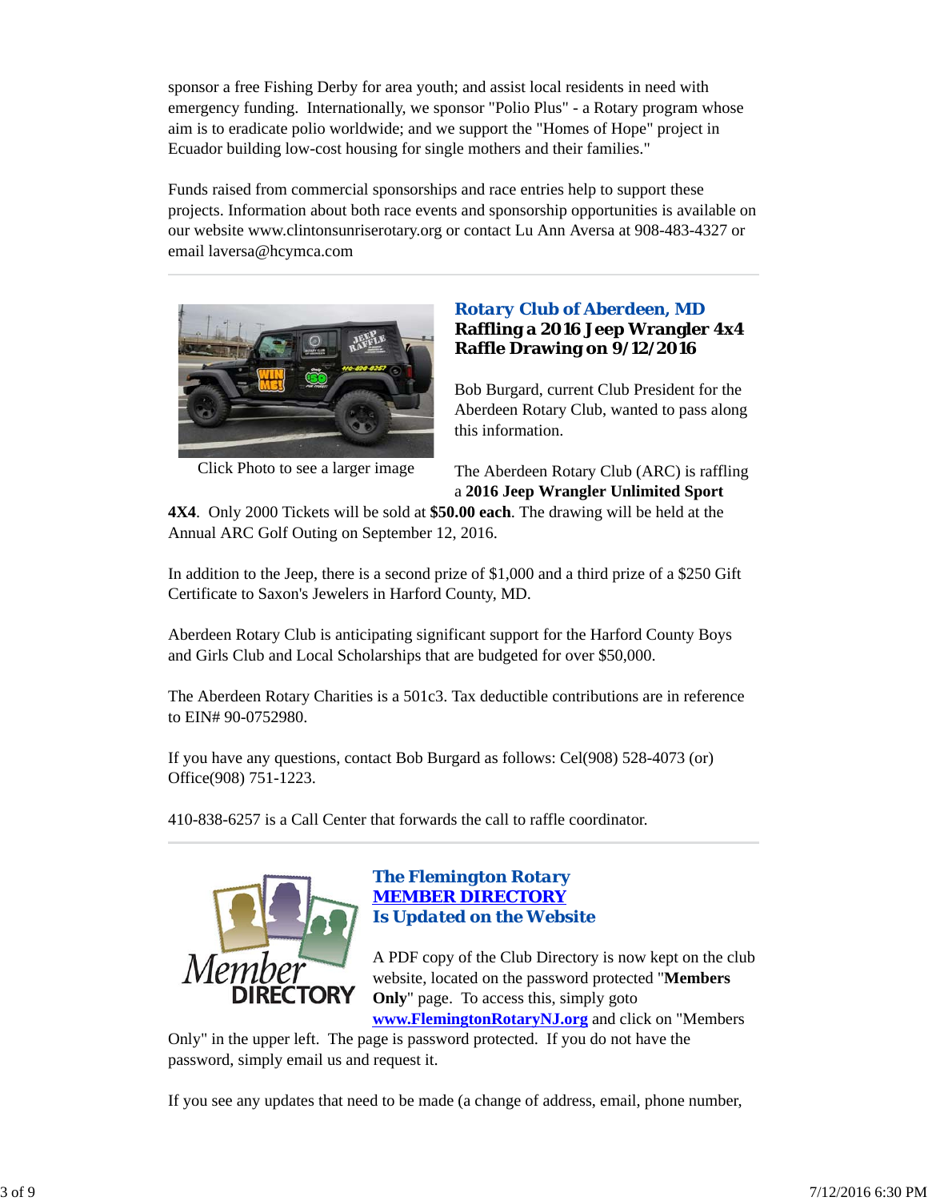sponsor a free Fishing Derby for area youth; and assist local residents in need with emergency funding. Internationally, we sponsor "Polio Plus" - a Rotary program whose aim is to eradicate polio worldwide; and we support the "Homes of Hope" project in Ecuador building low-cost housing for single mothers and their families."

Funds raised from commercial sponsorships and race entries help to support these projects. Information about both race events and sponsorship opportunities is available on our website www.clintonsunriserotary.org or contact Lu Ann Aversa at 908-483-4327 or email laversa@hcymca.com

---

Click Photo to see a larger image

### Rotary Club of Aberdeen, MD

**Raffling a 2016 Jeep Wrangler 4x4**
**Raffle Drawing on 9/12/2016**

Bob Burgard, current Club President for the Aberdeen Rotary Club, wanted to pass along this information.

The Aberdeen Rotary Club (ARC) is raffling a **2016 Jeep Wrangler Unlimited Sport 4X4**. Only 2000 Tickets will be sold at **$50.00 each**. The drawing will be held at the Annual ARC Golf Outing on September 12, 2016.

In addition to the Jeep, there is a second prize of $1,000 and a third prize of a $250 Gift Certificate to Saxon's Jewelers in Harford County, MD.

Aberdeen Rotary Club is anticipating significant support for the Harford County Boys and Girls Club and Local Scholarships that are budgeted for over $50,000.

The Aberdeen Rotary Charities is a 501c3. Tax deductible contributions are in reference to EIN# 90-0752980.

If you have any questions, contact Bob Burgard as follows: Cel(908) 528-4073 (or) Office(908) 751-1223.

410-838-6257 is a Call Center that forwards the call to raffle coordinator.

---

### The Flemington Rotary MEMBER DIRECTORY Is Updated on the Website

A PDF copy of the Club Directory is now kept on the club website, located on the password protected "**Members Only**" page. To access this, simply goto **www.FlemingtonRotaryNJ.org** and click on "Members Only" in the upper left. The page is password protected. If you do not have the password, simply email us and request it.

If you see any updates that need to be made (a change of address, email, phone number,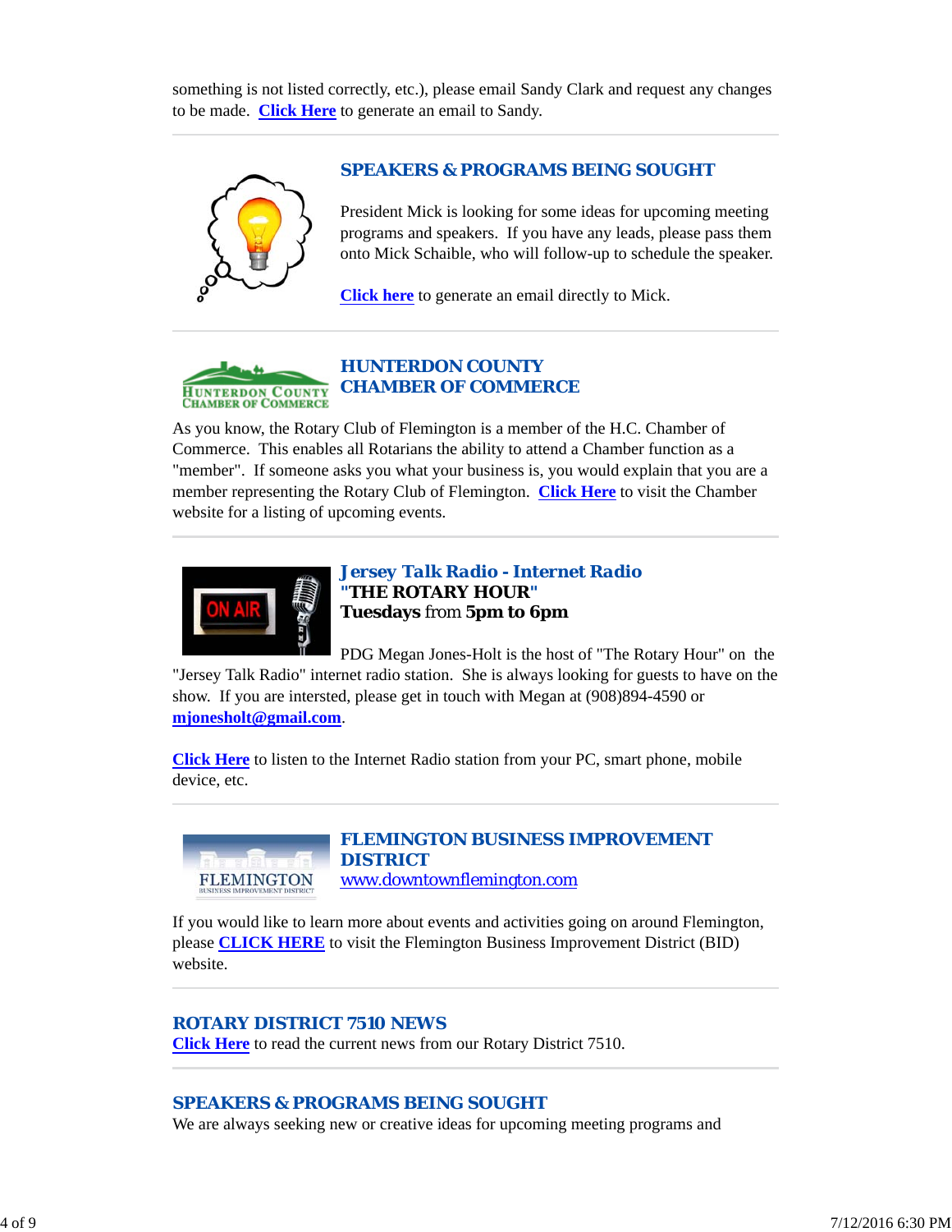something is not listed correctly, etc.), please email Sandy Clark and request any changes to be made. **Click Here** to generate an email to Sandy.

## SPEAKERS & PROGRAMS BEING SOUGHT

President Mick is looking for some ideas for upcoming meeting programs and speakers. If you have any leads, please pass them onto Mick Schaible, who will follow-up to schedule the speaker.

**Click here** to generate an email directly to Mick.

## HUNTERDON COUNTY CHAMBER OF COMMERCE

As you know, the Rotary Club of Flemington is a member of the H.C. Chamber of Commerce. This enables all Rotarians the ability to attend a Chamber function as a "member". If someone asks you what your business is, you would explain that you are a member representing the Rotary Club of Flemington. **Click Here** to visit the Chamber website for a listing of upcoming events.

## Jersey Talk Radio - Internet Radio
**"THE ROTARY HOUR"**
**Tuesdays** from **5pm to 6pm**

PDG Megan Jones-Holt is the host of "The Rotary Hour" on the "Jersey Talk Radio" internet radio station. She is always looking for guests to have on the show. If you are intersted, please get in touch with Megan at (908)894-4590 or **mjonesholt@gmail.com**.

**Click Here** to listen to the Internet Radio station from your PC, smart phone, mobile device, etc.

## FLEMINGTON BUSINESS IMPROVEMENT DISTRICT
www.downtownflemington.com

If you would like to learn more about events and activities going on around Flemington, please **CLICK HERE** to visit the Flemington Business Improvement District (BID) website.

## ROTARY DISTRICT 7510 NEWS
**Click Here** to read the current news from our Rotary District 7510.

## SPEAKERS & PROGRAMS BEING SOUGHT
We are always seeking new or creative ideas for upcoming meeting programs and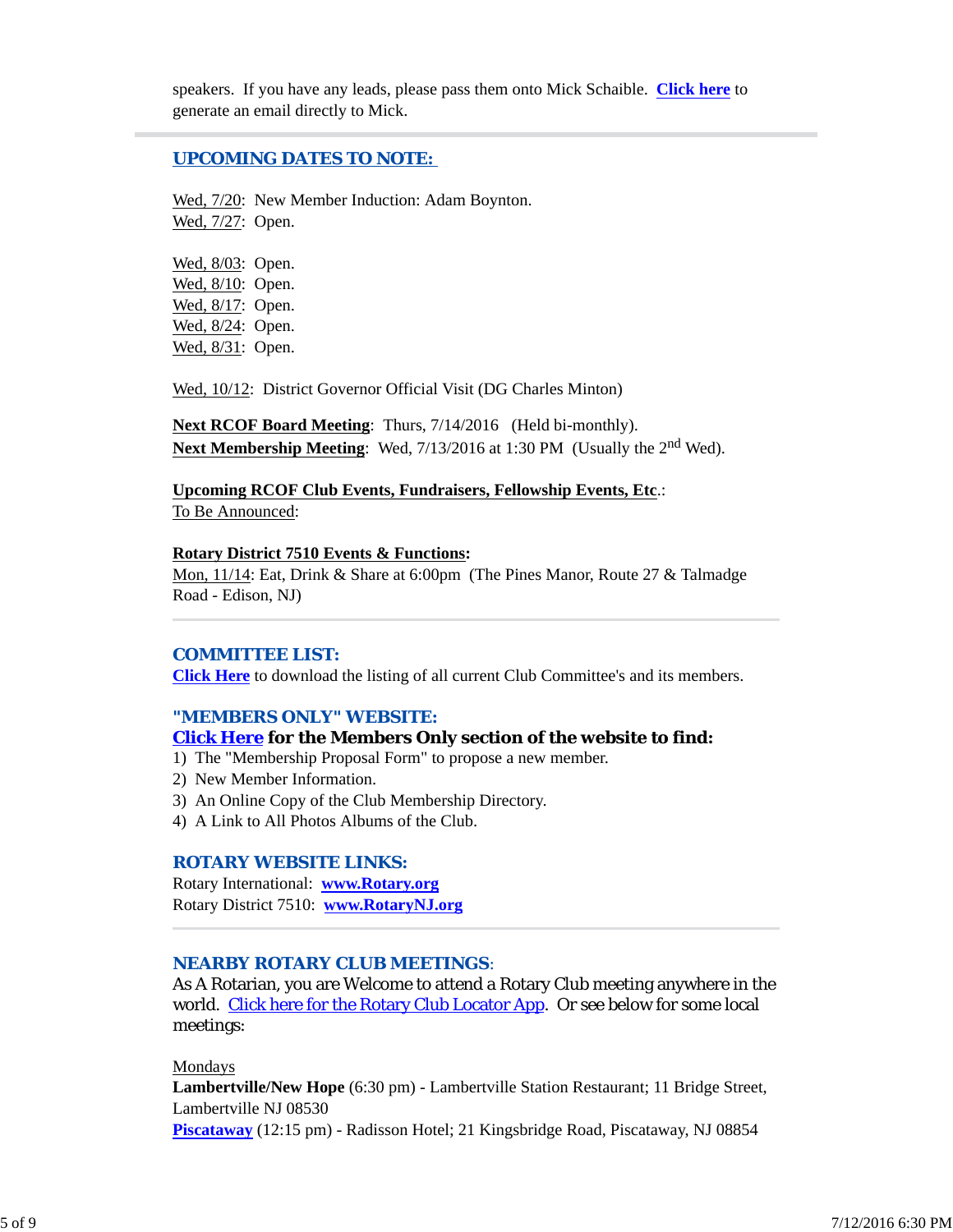speakers. If you have any leads, please pass them onto Mick Schaible. **Click here** to generate an email directly to Mick.

---

## UPCOMING DATES TO NOTE:

Wed, 7/20: New Member Induction: Adam Boynton.
Wed, 7/27: Open.

Wed, 8/03: Open.
Wed, 8/10: Open.
Wed, 8/17: Open.
Wed, 8/24: Open.
Wed, 8/31: Open.

Wed, 10/12: District Governor Official Visit (DG Charles Minton)

**Next RCOF Board Meeting**: Thurs, 7/14/2016 (Held bi-monthly).
**Next Membership Meeting**: Wed, 7/13/2016 at 1:30 PM (Usually the 2nd Wed).

**Upcoming RCOF Club Events, Fundraisers, Fellowship Events, Etc.**:
To Be Announced:

**Rotary District 7510 Events & Functions:**
Mon, 11/14: Eat, Drink & Share at 6:00pm (The Pines Manor, Route 27 & Talmadge Road - Edison, NJ)

---

## COMMITTEE LIST:

**Click Here** to download the listing of all current Club Committee's and its members.

## "MEMBERS ONLY" WEBSITE:

**Click Here for the Members Only section of the website to find:**
1) The "Membership Proposal Form" to propose a new member.
2) New Member Information.
3) An Online Copy of the Club Membership Directory.
4) A Link to All Photos Albums of the Club.

## ROTARY WEBSITE LINKS:

Rotary International: **www.Rotary.org**
Rotary District 7510: **www.RotaryNJ.org**

---

## NEARBY ROTARY CLUB MEETINGS:

As A Rotarian, you are Welcome to attend a Rotary Club meeting anywhere in the world. Click here for the Rotary Club Locator App. Or see below for some local meetings:

Mondays
**Lambertville/New Hope** (6:30 pm) - Lambertville Station Restaurant; 11 Bridge Street, Lambertville NJ 08530
**Piscataway** (12:15 pm) - Radisson Hotel; 21 Kingsbridge Road, Piscataway, NJ 08854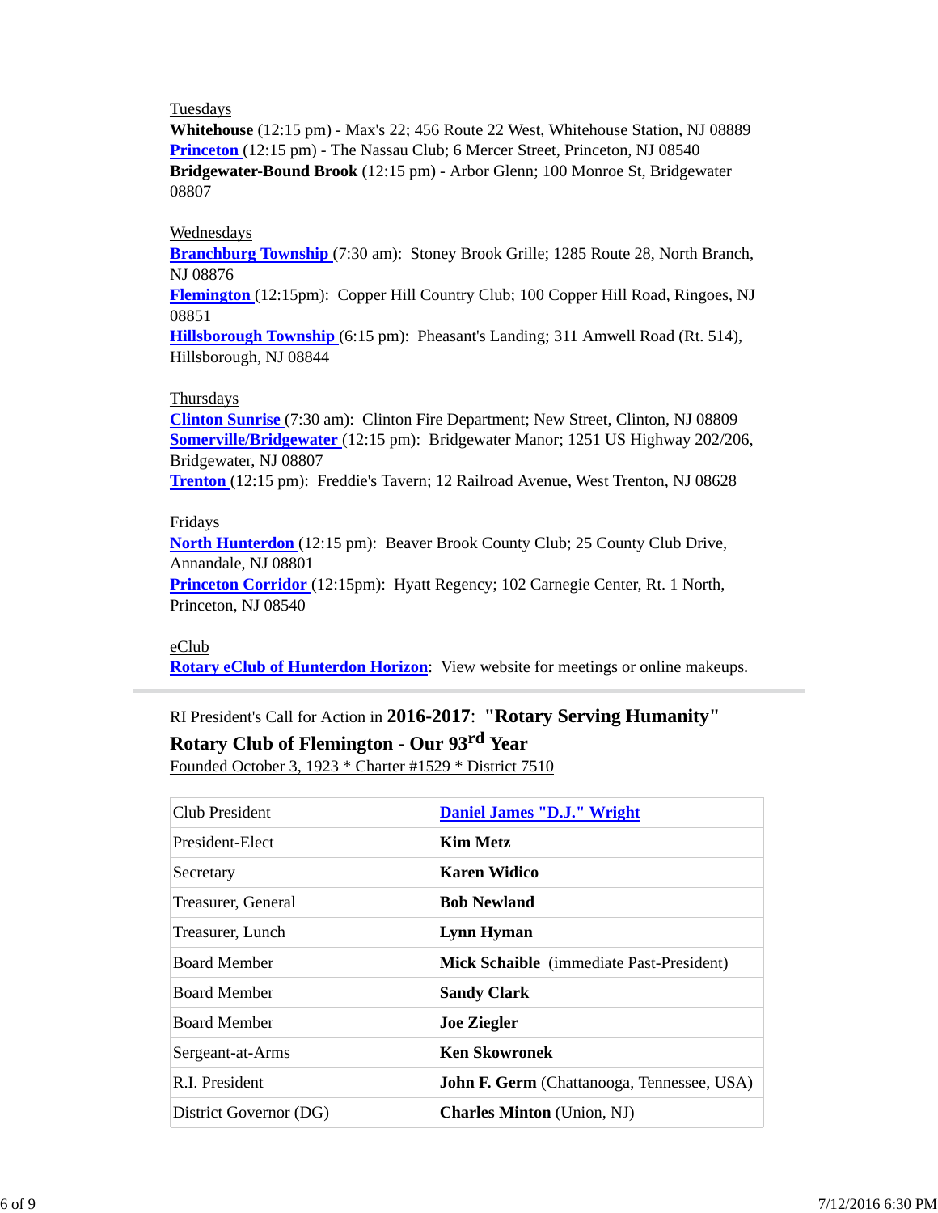Tuesdays

**Whitehouse** (12:15 pm) - Max's 22; 456 Route 22 West, Whitehouse Station, NJ 08889

**Princeton** (12:15 pm) - The Nassau Club; 6 Mercer Street, Princeton, NJ 08540

**Bridgewater-Bound Brook** (12:15 pm) - Arbor Glenn; 100 Monroe St, Bridgewater 08807

Wednesdays

**Branchburg Township** (7:30 am): Stoney Brook Grille; 1285 Route 28, North Branch, NJ 08876

**Flemington** (12:15pm): Copper Hill Country Club; 100 Copper Hill Road, Ringoes, NJ 08851

**Hillsborough Township** (6:15 pm): Pheasant's Landing; 311 Amwell Road (Rt. 514), Hillsborough, NJ 08844

Thursdays

**Clinton Sunrise** (7:30 am): Clinton Fire Department; New Street, Clinton, NJ 08809

**Somerville/Bridgewater** (12:15 pm): Bridgewater Manor; 1251 US Highway 202/206, Bridgewater, NJ 08807

**Trenton** (12:15 pm): Freddie's Tavern; 12 Railroad Avenue, West Trenton, NJ 08628

Fridays

**North Hunterdon** (12:15 pm): Beaver Brook County Club; 25 County Club Drive, Annandale, NJ 08801

**Princeton Corridor** (12:15pm): Hyatt Regency; 102 Carnegie Center, Rt. 1 North, Princeton, NJ 08540

eClub

**Rotary eClub of Hunterdon Horizon**: View website for meetings or online makeups.

---

RI President's Call for Action in **2016-2017**: **"Rotary Serving Humanity"**

**Rotary Club of Flemington - Our 93rd Year**

Founded October 3, 1923 * Charter #1529 * District 7510

| | |
|---|---|
| Club President | **Daniel James "D.J." Wright** |
| President-Elect | **Kim Metz** |
| Secretary | **Karen Widico** |
| Treasurer, General | **Bob Newland** |
| Treasurer, Lunch | **Lynn Hyman** |
| Board Member | **Mick Schaible** (immediate Past-President) |
| Board Member | **Sandy Clark** |
| Board Member | **Joe Ziegler** |
| Sergeant-at-Arms | **Ken Skowronek** |
| R.I. President | **John F. Germ** (Chattanooga, Tennessee, USA) |
| District Governor (DG) | **Charles Minton** (Union, NJ) |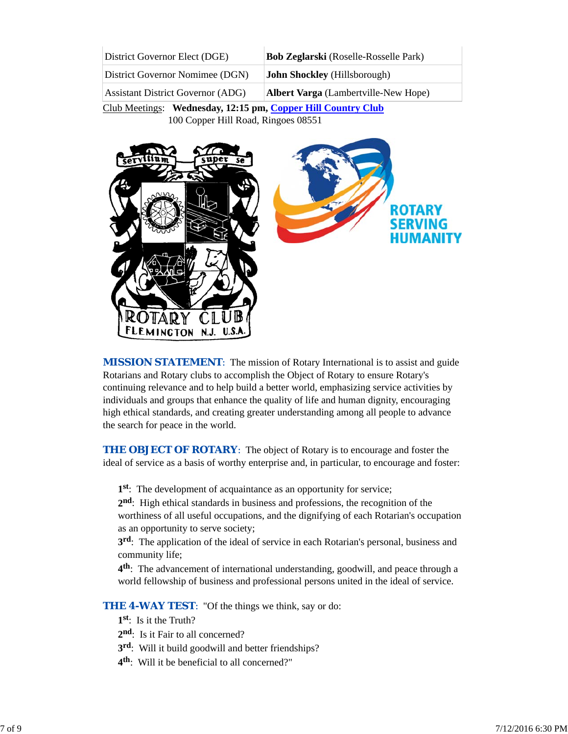| District Governor Elect (DGE) | **Bob Zeglarski** (Roselle-Rosselle Park) |
|---|---|
| District Governor Nomimee (DGN) | **John Shockley** (Hillsborough) |
| Assistant District Governor (ADG) | **Albert Varga** (Lambertville-New Hope) |

Club Meetings: **Wednesday, 12:15 pm, Copper Hill Country Club**
100 Copper Hill Road, Ringoes 08551

**MISSION STATEMENT**: The mission of Rotary International is to assist and guide Rotarians and Rotary clubs to accomplish the Object of Rotary to ensure Rotary's continuing relevance and to help build a better world, emphasizing service activities by individuals and groups that enhance the quality of life and human dignity, encouraging high ethical standards, and creating greater understanding among all people to advance the search for peace in the world.

**THE OBJECT OF ROTARY**: The object of Rotary is to encourage and foster the ideal of service as a basis of worthy enterprise and, in particular, to encourage and foster:

**1st**: The development of acquaintance as an opportunity for service;
**2nd**: High ethical standards in business and professions, the recognition of the worthiness of all useful occupations, and the dignifying of each Rotarian's occupation as an opportunity to serve society;
**3rd**: The application of the ideal of service in each Rotarian's personal, business and community life;
**4th**: The advancement of international understanding, goodwill, and peace through a world fellowship of business and professional persons united in the ideal of service.

**THE 4-WAY TEST**: "Of the things we think, say or do:
**1st**: Is it the Truth?
**2nd**: Is it Fair to all concerned?
**3rd**: Will it build goodwill and better friendships?
**4th**: Will it be beneficial to all concerned?"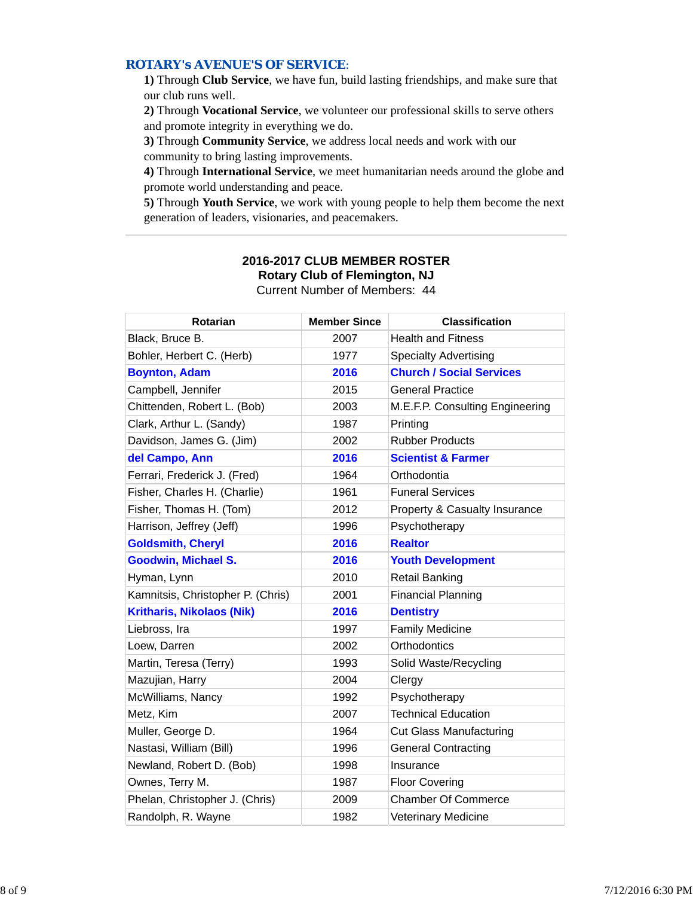## ROTARY's AVENUE'S OF SERVICE:

**1)** Through **Club Service**, we have fun, build lasting friendships, and make sure that our club runs well.
**2)** Through **Vocational Service**, we volunteer our professional skills to serve others and promote integrity in everything we do.
**3)** Through **Community Service**, we address local needs and work with our community to bring lasting improvements.
**4)** Through **International Service**, we meet humanitarian needs around the globe and promote world understanding and peace.
**5)** Through **Youth Service**, we work with young people to help them become the next generation of leaders, visionaries, and peacemakers.

---

**2016-2017 CLUB MEMBER ROSTER**
**Rotary Club of Flemington, NJ**
Current Number of Members: 44

| Rotarian | Member Since | Classification |
|---|---|---|
| Black, Bruce B. | 2007 | Health and Fitness |
| Bohler, Herbert C. (Herb) | 1977 | Specialty Advertising |
| **Boynton, Adam** | **2016** | **Church / Social Services** |
| Campbell, Jennifer | 2015 | General Practice |
| Chittenden, Robert L. (Bob) | 2003 | M.E.F.P. Consulting Engineering |
| Clark, Arthur L. (Sandy) | 1987 | Printing |
| Davidson, James G. (Jim) | 2002 | Rubber Products |
| **del Campo, Ann** | **2016** | **Scientist & Farmer** |
| Ferrari, Frederick J. (Fred) | 1964 | Orthodontia |
| Fisher, Charles H. (Charlie) | 1961 | Funeral Services |
| Fisher, Thomas H. (Tom) | 2012 | Property & Casualty Insurance |
| Harrison, Jeffrey (Jeff) | 1996 | Psychotherapy |
| **Goldsmith, Cheryl** | **2016** | **Realtor** |
| **Goodwin, Michael S.** | **2016** | **Youth Development** |
| Hyman, Lynn | 2010 | Retail Banking |
| Kamnitsis, Christopher P. (Chris) | 2001 | Financial Planning |
| **Kritharis, Nikolaos (Nik)** | **2016** | **Dentistry** |
| Liebross, Ira | 1997 | Family Medicine |
| Loew, Darren | 2002 | Orthodontics |
| Martin, Teresa (Terry) | 1993 | Solid Waste/Recycling |
| Mazujian, Harry | 2004 | Clergy |
| McWilliams, Nancy | 1992 | Psychotherapy |
| Metz, Kim | 2007 | Technical Education |
| Muller, George D. | 1964 | Cut Glass Manufacturing |
| Nastasi, William (Bill) | 1996 | General Contracting |
| Newland, Robert D. (Bob) | 1998 | Insurance |
| Ownes, Terry M. | 1987 | Floor Covering |
| Phelan, Christopher J. (Chris) | 2009 | Chamber Of Commerce |
| Randolph, R. Wayne | 1982 | Veterinary Medicine |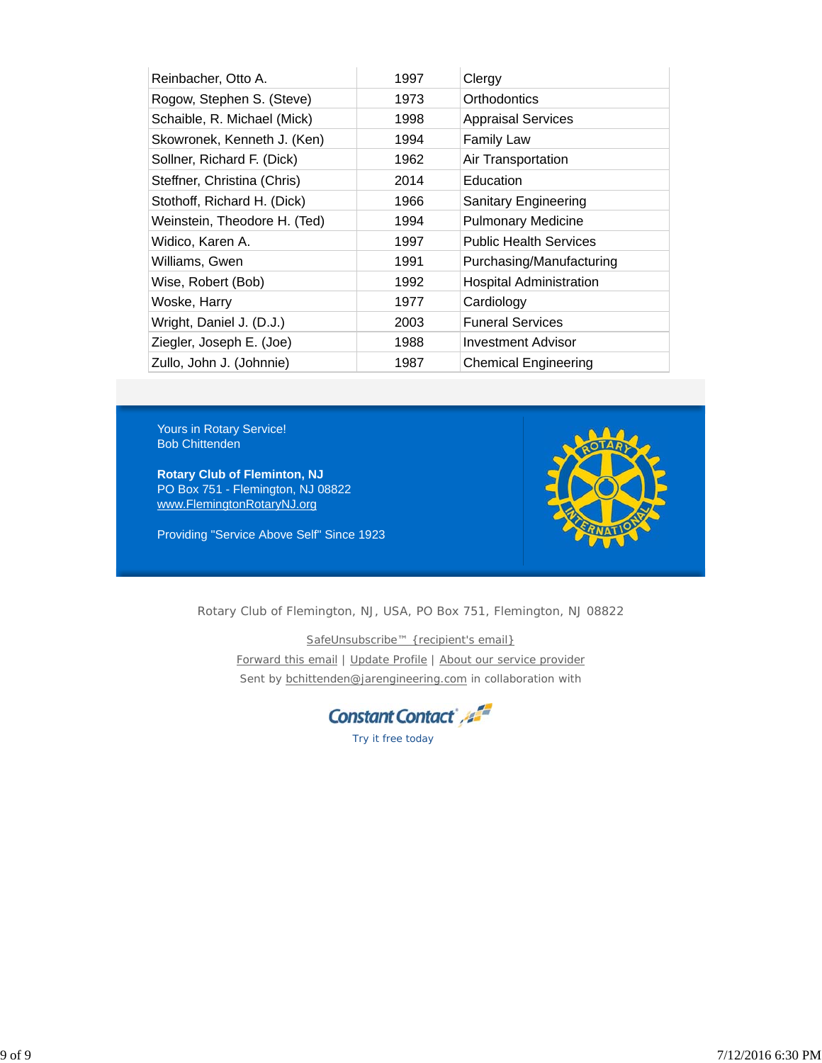| | | |
|---|---|---|
| Reinbacher, Otto A. | 1997 | Clergy |
| Rogow, Stephen S. (Steve) | 1973 | Orthodontics |
| Schaible, R. Michael (Mick) | 1998 | Appraisal Services |
| Skowronek, Kenneth J. (Ken) | 1994 | Family Law |
| Sollner, Richard F. (Dick) | 1962 | Air Transportation |
| Steffner, Christina (Chris) | 2014 | Education |
| Stothoff, Richard H. (Dick) | 1966 | Sanitary Engineering |
| Weinstein, Theodore H. (Ted) | 1994 | Pulmonary Medicine |
| Widico, Karen A. | 1997 | Public Health Services |
| Williams, Gwen | 1991 | Purchasing/Manufacturing |
| Wise, Robert (Bob) | 1992 | Hospital Administration |
| Woske, Harry | 1977 | Cardiology |
| Wright, Daniel J. (D.J.) | 2003 | Funeral Services |
| Ziegler, Joseph E. (Joe) | 1988 | Investment Advisor |
| Zullo, John J. (Johnnie) | 1987 | Chemical Engineering |

Yours in Rotary Service!
Bob Chittenden

**Rotary Club of Fleminton, NJ**
PO Box 751 - Flemington, NJ 08822
www.FlemingtonRotaryNJ.org

Providing "Service Above Self" Since 1923

Rotary Club of Flemington, NJ, USA, PO Box 751, Flemington, NJ 08822

SafeUnsubscribe™ {recipient's email}

Forward this email | Update Profile | About our service provider

Sent by bchittenden@jarengineering.com in collaboration with

Constant Contact

Try it free today